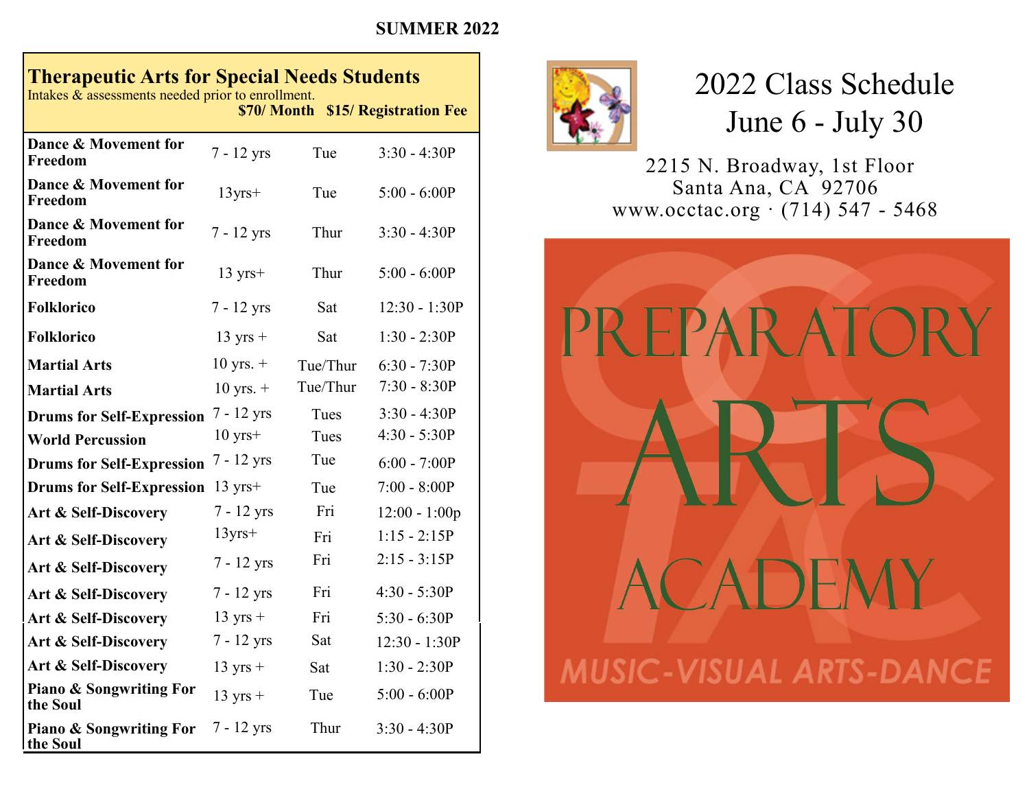**SUMMER 2022**

## Therapeutic Arts for Special Needs Students

Intakes & assessments needed prior to enrollment.

**$70/ Month  $15/ Registration Fee**

| Class | Ages | Day | Time |
|---|---|---|---|
| **Dance & Movement for Freedom** | 7 - 12 yrs | Tue | 3:30 - 4:30P |
| **Dance & Movement for Freedom** | 13yrs+ | Tue | 5:00 - 6:00P |
| **Dance & Movement for Freedom** | 7 - 12 yrs | Thur | 3:30 - 4:30P |
| **Dance & Movement for Freedom** | 13 yrs+ | Thur | 5:00 - 6:00P |
| **Folklorico** | 7 - 12 yrs | Sat | 12:30 - 1:30P |
| **Folklorico** | 13 yrs + | Sat | 1:30 - 2:30P |
| **Martial Arts** | 10 yrs. + | Tue/Thur | 6:30 - 7:30P |
| **Martial Arts** | 10 yrs. + | Tue/Thur | 7:30 - 8:30P |
| **Drums for Self-Expression** | 7 - 12 yrs | Tues | 3:30 - 4:30P |
| **World Percussion** | 10 yrs+ | Tues | 4:30 - 5:30P |
| **Drums for Self-Expression** | 7 - 12 yrs | Tue | 6:00 - 7:00P |
| **Drums for Self-Expression** | 13 yrs+ | Tue | 7:00 - 8:00P |
| **Art & Self-Discovery** | 7 - 12 yrs | Fri | 12:00 - 1:00p |
| **Art & Self-Discovery** | 13yrs+ | Fri | 1:15 - 2:15P |
| **Art & Self-Discovery** | 7 - 12 yrs | Fri | 2:15 - 3:15P |
| **Art & Self-Discovery** | 7 - 12 yrs | Fri | 4:30 - 5:30P |
| **Art & Self-Discovery** | 13 yrs + | Fri | 5:30 - 6:30P |
| **Art & Self-Discovery** | 7 - 12 yrs | Sat | 12:30 - 1:30P |
| **Art & Self-Discovery** | 13 yrs + | Sat | 1:30 - 2:30P |
| **Piano & Songwriting For the Soul** | 13 yrs + | Tue | 5:00 - 6:00P |
| **Piano & Songwriting For the Soul** | 7 - 12 yrs | Thur | 3:30 - 4:30P |

# 2022 Class Schedule
## June 6 - July 30

2215 N. Broadway, 1st Floor
Santa Ana, CA 92706
www.occtac.org · (714) 547 - 5468

# PREPARATORY ARTS ACADEMY

MUSIC-VISUAL ARTS-DANCE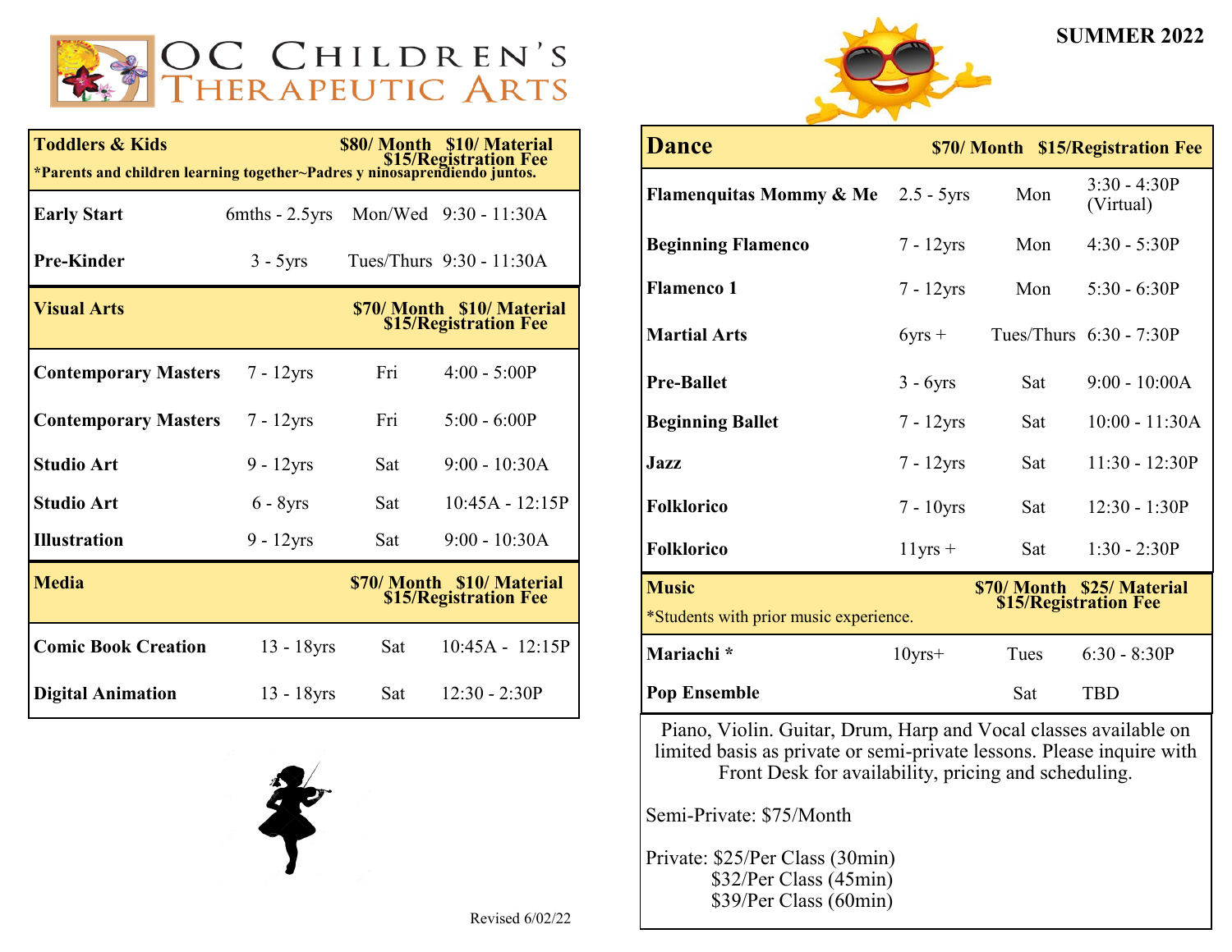# OC CHILDREN'S THERAPEUTIC ARTS

**SUMMER 2022**

| **Toddlers & Kids** | | | **$80/ Month $10/ Material $15/Registration Fee** |
|---|---|---|---|
| ***Parents and children learning together~Padres y ninosaprendiendo juntos.** | | | |
| **Early Start** | 6mths - 2.5yrs | Mon/Wed | 9:30 - 11:30A |
| **Pre-Kinder** | 3 - 5yrs | Tues/Thurs | 9:30 - 11:30A |

| **Visual Arts** | | | **$70/ Month $10/ Material $15/Registration Fee** |
|---|---|---|---|
| **Contemporary Masters** | 7 - 12yrs | Fri | 4:00 - 5:00P |
| **Contemporary Masters** | 7 - 12yrs | Fri | 5:00 - 6:00P |
| **Studio Art** | 9 - 12yrs | Sat | 9:00 - 10:30A |
| **Studio Art** | 6 - 8yrs | Sat | 10:45A - 12:15P |
| **Illustration** | 9 - 12yrs | Sat | 9:00 - 10:30A |

| **Media** | | | **$70/ Month $10/ Material $15/Registration Fee** |
|---|---|---|---|
| **Comic Book Creation** | 13 - 18yrs | Sat | 10:45A - 12:15P |
| **Digital Animation** | 13 - 18yrs | Sat | 12:30 - 2:30P |

Revised 6/02/22

| **Dance** | | | **$70/ Month $15/Registration Fee** |
|---|---|---|---|
| **Flamenquitas Mommy & Me** | 2.5 - 5yrs | Mon | 3:30 - 4:30P (Virtual) |
| **Beginning Flamenco** | 7 - 12yrs | Mon | 4:30 - 5:30P |
| **Flamenco 1** | 7 - 12yrs | Mon | 5:30 - 6:30P |
| **Martial Arts** | 6yrs + | Tues/Thurs | 6:30 - 7:30P |
| **Pre-Ballet** | 3 - 6yrs | Sat | 9:00 - 10:00A |
| **Beginning Ballet** | 7 - 12yrs | Sat | 10:00 - 11:30A |
| **Jazz** | 7 - 12yrs | Sat | 11:30 - 12:30P |
| **Folklorico** | 7 - 10yrs | Sat | 12:30 - 1:30P |
| **Folklorico** | 11yrs + | Sat | 1:30 - 2:30P |

| **Music** | | | **$70/ Month $25/ Material $15/Registration Fee** |
|---|---|---|---|
| *Students with prior music experience. | | | |
| **Mariachi *** | 10yrs+ | Tues | 6:30 - 8:30P |
| **Pop Ensemble** | | Sat | TBD |

Piano, Violin. Guitar, Drum, Harp and Vocal classes available on limited basis as private or semi-private lessons. Please inquire with Front Desk for availability, pricing and scheduling.

Semi-Private: $75/Month

Private: $25/Per Class (30min)
$32/Per Class (45min)
$39/Per Class (60min)